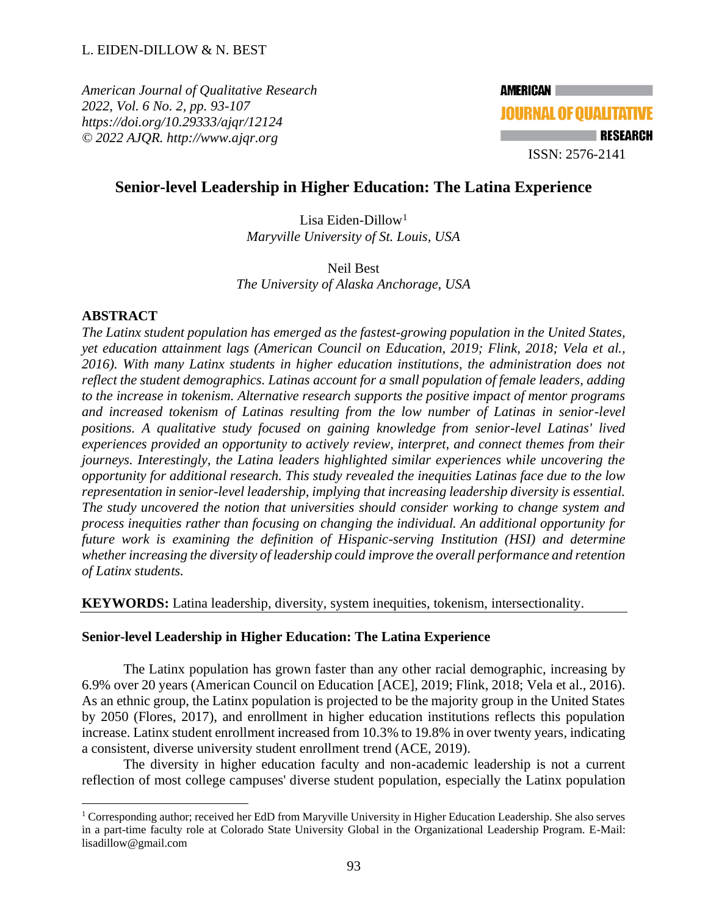*American Journal of Qualitative Research*
*2022, Vol. 6 No. 2, pp. 93-107*
*https://doi.org/10.29333/ajqr/12124*
*© 2022 AJQR. http://www.ajqr.org*

ISSN: 2576-2141

# Senior-level Leadership in Higher Education: The Latina Experience

Lisa Eiden-Dillow[1]
*Maryville University of St. Louis, USA*

Neil Best
*The University of Alaska Anchorage, USA*

## ABSTRACT

*The Latinx student population has emerged as the fastest-growing population in the United States, yet education attainment lags (American Council on Education, 2019; Flink, 2018; Vela et al., 2016). With many Latinx students in higher education institutions, the administration does not reflect the student demographics. Latinas account for a small population of female leaders, adding to the increase in tokenism. Alternative research supports the positive impact of mentor programs and increased tokenism of Latinas resulting from the low number of Latinas in senior-level positions. A qualitative study focused on gaining knowledge from senior-level Latinas' lived experiences provided an opportunity to actively review, interpret, and connect themes from their journeys. Interestingly, the Latina leaders highlighted similar experiences while uncovering the opportunity for additional research. This study revealed the inequities Latinas face due to the low representation in senior-level leadership, implying that increasing leadership diversity is essential. The study uncovered the notion that universities should consider working to change system and process inequities rather than focusing on changing the individual. An additional opportunity for future work is examining the definition of Hispanic-serving Institution (HSI) and determine whether increasing the diversity of leadership could improve the overall performance and retention of Latinx students.*

**KEYWORDS:** Latina leadership, diversity, system inequities, tokenism, intersectionality.

## Senior-level Leadership in Higher Education: The Latina Experience

The Latinx population has grown faster than any other racial demographic, increasing by 6.9% over 20 years (American Council on Education [ACE], 2019; Flink, 2018; Vela et al., 2016). As an ethnic group, the Latinx population is projected to be the majority group in the United States by 2050 (Flores, 2017), and enrollment in higher education institutions reflects this population increase. Latinx student enrollment increased from 10.3% to 19.8% in over twenty years, indicating a consistent, diverse university student enrollment trend (ACE, 2019).

The diversity in higher education faculty and non-academic leadership is not a current reflection of most college campuses' diverse student population, especially the Latinx population

[1] Corresponding author; received her EdD from Maryville University in Higher Education Leadership. She also serves in a part-time faculty role at Colorado State University Global in the Organizational Leadership Program. E-Mail: lisadillow@gmail.com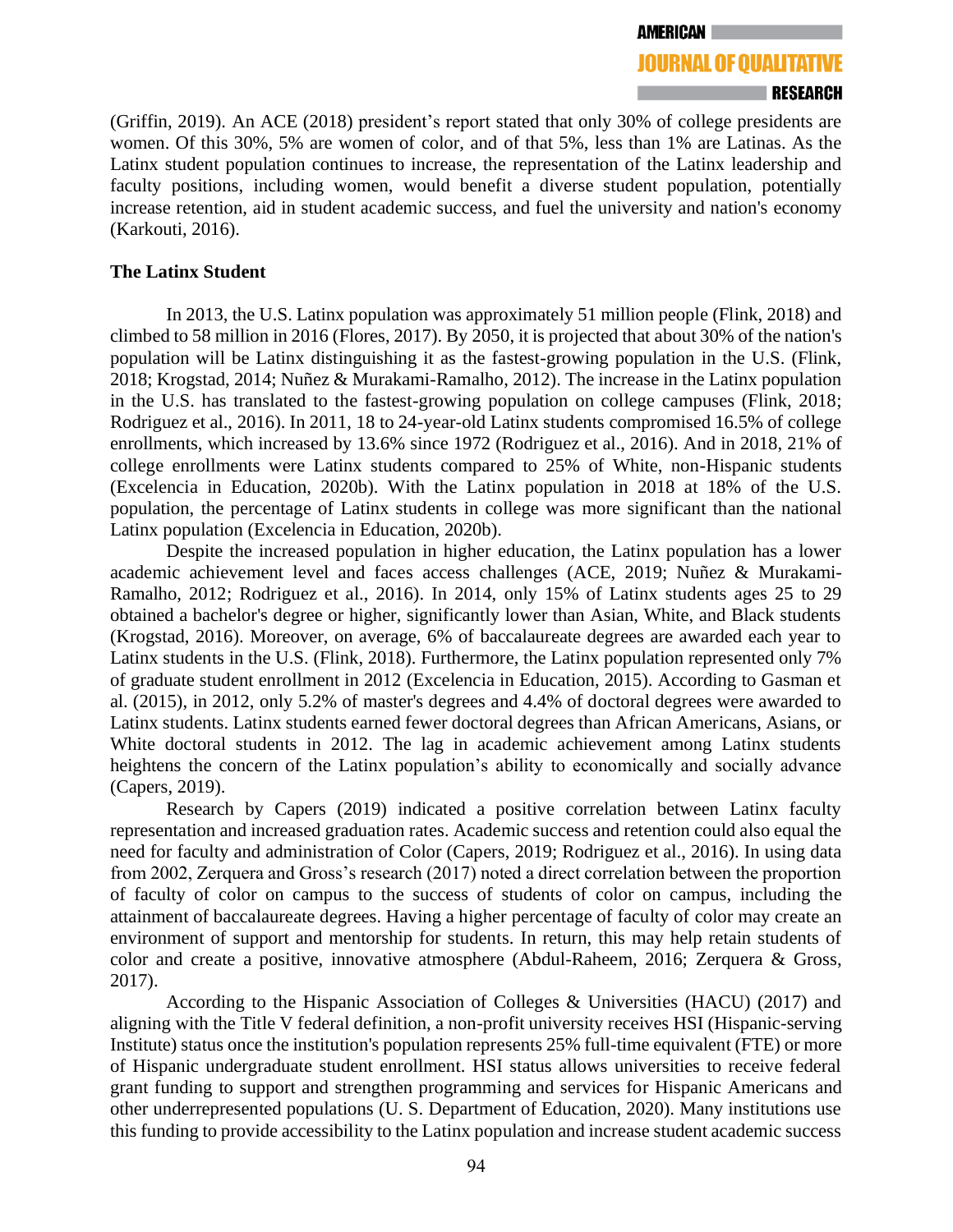(Griffin, 2019). An ACE (2018) president's report stated that only 30% of college presidents are women. Of this 30%, 5% are women of color, and of that 5%, less than 1% are Latinas. As the Latinx student population continues to increase, the representation of the Latinx leadership and faculty positions, including women, would benefit a diverse student population, potentially increase retention, aid in student academic success, and fuel the university and nation's economy (Karkouti, 2016).

**The Latinx Student**

In 2013, the U.S. Latinx population was approximately 51 million people (Flink, 2018) and climbed to 58 million in 2016 (Flores, 2017). By 2050, it is projected that about 30% of the nation's population will be Latinx distinguishing it as the fastest-growing population in the U.S. (Flink, 2018; Krogstad, 2014; Nuñez & Murakami-Ramalho, 2012). The increase in the Latinx population in the U.S. has translated to the fastest-growing population on college campuses (Flink, 2018; Rodriguez et al., 2016). In 2011, 18 to 24-year-old Latinx students compromised 16.5% of college enrollments, which increased by 13.6% since 1972 (Rodriguez et al., 2016). And in 2018, 21% of college enrollments were Latinx students compared to 25% of White, non-Hispanic students (Excelencia in Education, 2020b). With the Latinx population in 2018 at 18% of the U.S. population, the percentage of Latinx students in college was more significant than the national Latinx population (Excelencia in Education, 2020b).

Despite the increased population in higher education, the Latinx population has a lower academic achievement level and faces access challenges (ACE, 2019; Nuñez & Murakami-Ramalho, 2012; Rodriguez et al., 2016). In 2014, only 15% of Latinx students ages 25 to 29 obtained a bachelor's degree or higher, significantly lower than Asian, White, and Black students (Krogstad, 2016). Moreover, on average, 6% of baccalaureate degrees are awarded each year to Latinx students in the U.S. (Flink, 2018). Furthermore, the Latinx population represented only 7% of graduate student enrollment in 2012 (Excelencia in Education, 2015). According to Gasman et al. (2015), in 2012, only 5.2% of master's degrees and 4.4% of doctoral degrees were awarded to Latinx students. Latinx students earned fewer doctoral degrees than African Americans, Asians, or White doctoral students in 2012. The lag in academic achievement among Latinx students heightens the concern of the Latinx population's ability to economically and socially advance (Capers, 2019).

Research by Capers (2019) indicated a positive correlation between Latinx faculty representation and increased graduation rates. Academic success and retention could also equal the need for faculty and administration of Color (Capers, 2019; Rodriguez et al., 2016). In using data from 2002, Zerquera and Gross's research (2017) noted a direct correlation between the proportion of faculty of color on campus to the success of students of color on campus, including the attainment of baccalaureate degrees. Having a higher percentage of faculty of color may create an environment of support and mentorship for students. In return, this may help retain students of color and create a positive, innovative atmosphere (Abdul-Raheem, 2016; Zerquera & Gross, 2017).

According to the Hispanic Association of Colleges & Universities (HACU) (2017) and aligning with the Title V federal definition, a non-profit university receives HSI (Hispanic-serving Institute) status once the institution's population represents 25% full-time equivalent (FTE) or more of Hispanic undergraduate student enrollment. HSI status allows universities to receive federal grant funding to support and strengthen programming and services for Hispanic Americans and other underrepresented populations (U. S. Department of Education, 2020). Many institutions use this funding to provide accessibility to the Latinx population and increase student academic success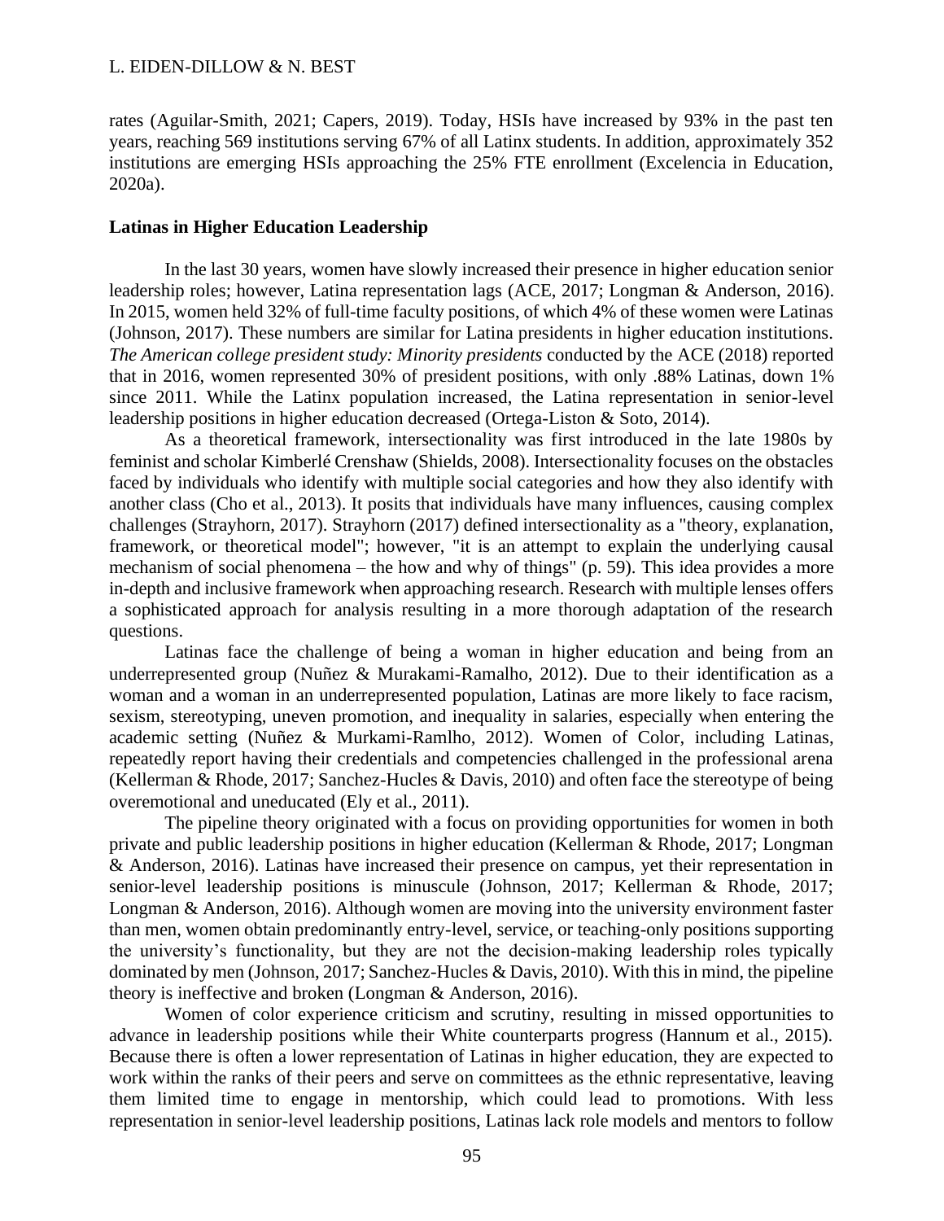rates (Aguilar-Smith, 2021; Capers, 2019). Today, HSIs have increased by 93% in the past ten years, reaching 569 institutions serving 67% of all Latinx students. In addition, approximately 352 institutions are emerging HSIs approaching the 25% FTE enrollment (Excelencia in Education, 2020a).

### Latinas in Higher Education Leadership

In the last 30 years, women have slowly increased their presence in higher education senior leadership roles; however, Latina representation lags (ACE, 2017; Longman & Anderson, 2016). In 2015, women held 32% of full-time faculty positions, of which 4% of these women were Latinas (Johnson, 2017). These numbers are similar for Latina presidents in higher education institutions. *The American college president study: Minority presidents* conducted by the ACE (2018) reported that in 2016, women represented 30% of president positions, with only .88% Latinas, down 1% since 2011. While the Latinx population increased, the Latina representation in senior-level leadership positions in higher education decreased (Ortega-Liston & Soto, 2014).

As a theoretical framework, intersectionality was first introduced in the late 1980s by feminist and scholar Kimberlé Crenshaw (Shields, 2008). Intersectionality focuses on the obstacles faced by individuals who identify with multiple social categories and how they also identify with another class (Cho et al., 2013). It posits that individuals have many influences, causing complex challenges (Strayhorn, 2017). Strayhorn (2017) defined intersectionality as a "theory, explanation, framework, or theoretical model"; however, "it is an attempt to explain the underlying causal mechanism of social phenomena – the how and why of things" (p. 59). This idea provides a more in-depth and inclusive framework when approaching research. Research with multiple lenses offers a sophisticated approach for analysis resulting in a more thorough adaptation of the research questions.

Latinas face the challenge of being a woman in higher education and being from an underrepresented group (Nuñez & Murakami-Ramalho, 2012). Due to their identification as a woman and a woman in an underrepresented population, Latinas are more likely to face racism, sexism, stereotyping, uneven promotion, and inequality in salaries, especially when entering the academic setting (Nuñez & Murkami-Ramlho, 2012). Women of Color, including Latinas, repeatedly report having their credentials and competencies challenged in the professional arena (Kellerman & Rhode, 2017; Sanchez-Hucles & Davis, 2010) and often face the stereotype of being overemotional and uneducated (Ely et al., 2011).

The pipeline theory originated with a focus on providing opportunities for women in both private and public leadership positions in higher education (Kellerman & Rhode, 2017; Longman & Anderson, 2016). Latinas have increased their presence on campus, yet their representation in senior-level leadership positions is minuscule (Johnson, 2017; Kellerman & Rhode, 2017; Longman & Anderson, 2016). Although women are moving into the university environment faster than men, women obtain predominantly entry-level, service, or teaching-only positions supporting the university's functionality, but they are not the decision-making leadership roles typically dominated by men (Johnson, 2017; Sanchez-Hucles & Davis, 2010). With this in mind, the pipeline theory is ineffective and broken (Longman & Anderson, 2016).

Women of color experience criticism and scrutiny, resulting in missed opportunities to advance in leadership positions while their White counterparts progress (Hannum et al., 2015). Because there is often a lower representation of Latinas in higher education, they are expected to work within the ranks of their peers and serve on committees as the ethnic representative, leaving them limited time to engage in mentorship, which could lead to promotions. With less representation in senior-level leadership positions, Latinas lack role models and mentors to follow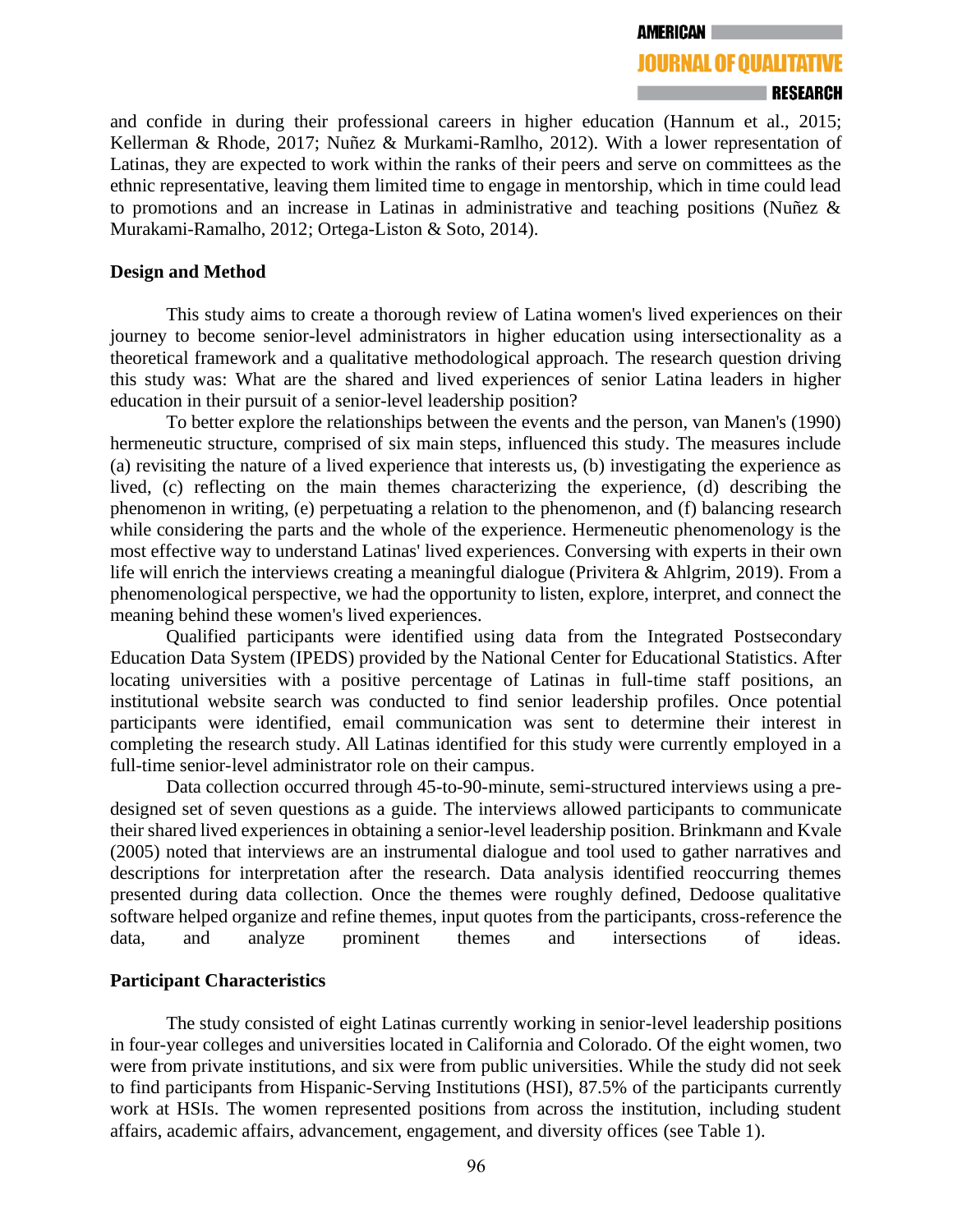and confide in during their professional careers in higher education (Hannum et al., 2015; Kellerman & Rhode, 2017; Nuñez & Murkami-Ramlho, 2012). With a lower representation of Latinas, they are expected to work within the ranks of their peers and serve on committees as the ethnic representative, leaving them limited time to engage in mentorship, which in time could lead to promotions and an increase in Latinas in administrative and teaching positions (Nuñez & Murakami-Ramalho, 2012; Ortega-Liston & Soto, 2014).

**Design and Method**

This study aims to create a thorough review of Latina women's lived experiences on their journey to become senior-level administrators in higher education using intersectionality as a theoretical framework and a qualitative methodological approach. The research question driving this study was: What are the shared and lived experiences of senior Latina leaders in higher education in their pursuit of a senior-level leadership position?

To better explore the relationships between the events and the person, van Manen's (1990) hermeneutic structure, comprised of six main steps, influenced this study. The measures include (a) revisiting the nature of a lived experience that interests us, (b) investigating the experience as lived, (c) reflecting on the main themes characterizing the experience, (d) describing the phenomenon in writing, (e) perpetuating a relation to the phenomenon, and (f) balancing research while considering the parts and the whole of the experience. Hermeneutic phenomenology is the most effective way to understand Latinas' lived experiences. Conversing with experts in their own life will enrich the interviews creating a meaningful dialogue (Privitera & Ahlgrim, 2019). From a phenomenological perspective, we had the opportunity to listen, explore, interpret, and connect the meaning behind these women's lived experiences.

Qualified participants were identified using data from the Integrated Postsecondary Education Data System (IPEDS) provided by the National Center for Educational Statistics. After locating universities with a positive percentage of Latinas in full-time staff positions, an institutional website search was conducted to find senior leadership profiles. Once potential participants were identified, email communication was sent to determine their interest in completing the research study. All Latinas identified for this study were currently employed in a full-time senior-level administrator role on their campus.

Data collection occurred through 45-to-90-minute, semi-structured interviews using a pre-designed set of seven questions as a guide. The interviews allowed participants to communicate their shared lived experiences in obtaining a senior-level leadership position. Brinkmann and Kvale (2005) noted that interviews are an instrumental dialogue and tool used to gather narratives and descriptions for interpretation after the research. Data analysis identified reoccurring themes presented during data collection. Once the themes were roughly defined, Dedoose qualitative software helped organize and refine themes, input quotes from the participants, cross-reference the data, and analyze prominent themes and intersections of ideas.

**Participant Characteristics**

The study consisted of eight Latinas currently working in senior-level leadership positions in four-year colleges and universities located in California and Colorado. Of the eight women, two were from private institutions, and six were from public universities. While the study did not seek to find participants from Hispanic-Serving Institutions (HSI), 87.5% of the participants currently work at HSIs. The women represented positions from across the institution, including student affairs, academic affairs, advancement, engagement, and diversity offices (see Table 1).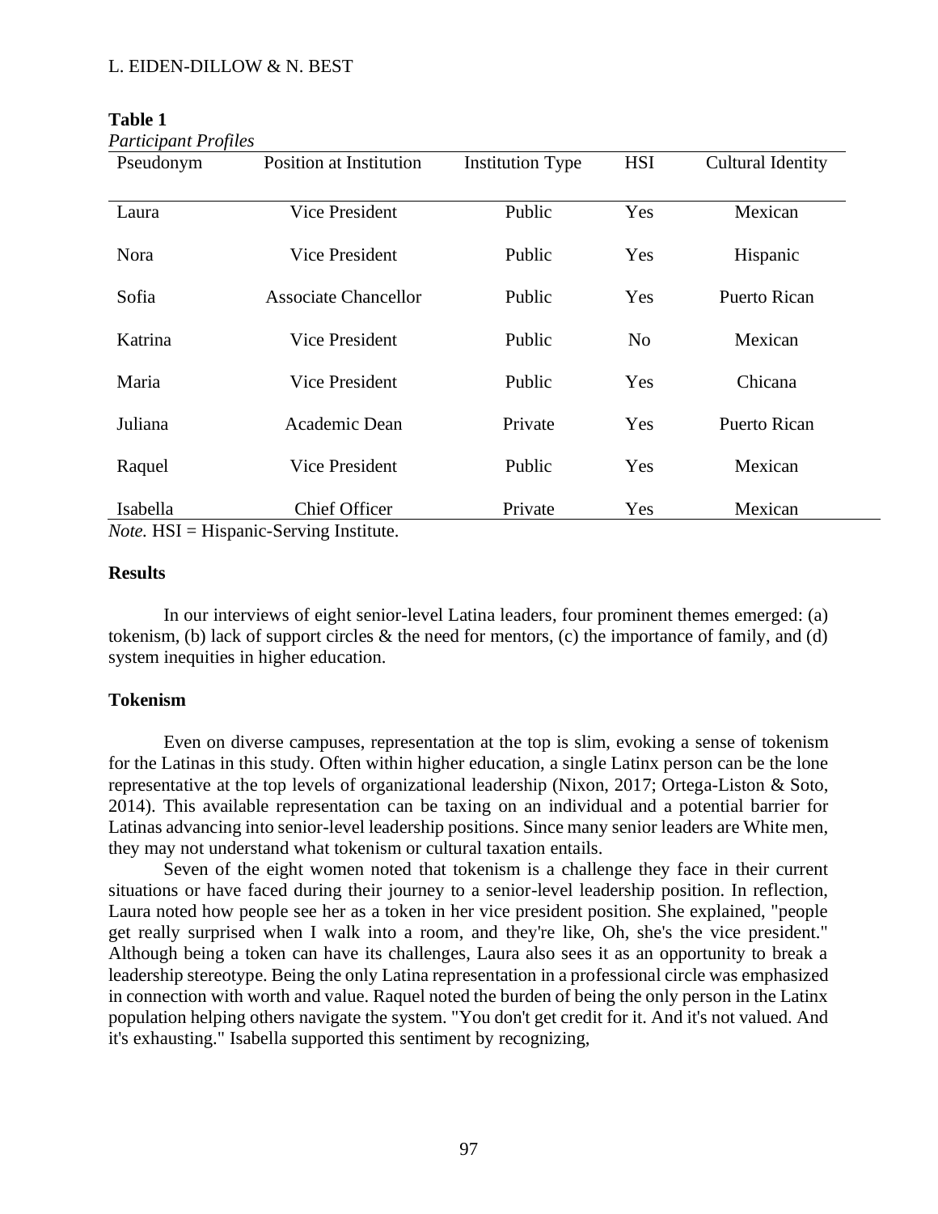**Table 1**

*Participant Profiles*

| Pseudonym | Position at Institution | Institution Type | HSI | Cultural Identity |
|---|---|---|---|---|
| Laura | Vice President | Public | Yes | Mexican |
| Nora | Vice President | Public | Yes | Hispanic |
| Sofia | Associate Chancellor | Public | Yes | Puerto Rican |
| Katrina | Vice President | Public | No | Mexican |
| Maria | Vice President | Public | Yes | Chicana |
| Juliana | Academic Dean | Private | Yes | Puerto Rican |
| Raquel | Vice President | Public | Yes | Mexican |
| Isabella | Chief Officer | Private | Yes | Mexican |

*Note.* HSI = Hispanic-Serving Institute.

## Results

In our interviews of eight senior-level Latina leaders, four prominent themes emerged: (a) tokenism, (b) lack of support circles & the need for mentors, (c) the importance of family, and (d) system inequities in higher education.

### Tokenism

Even on diverse campuses, representation at the top is slim, evoking a sense of tokenism for the Latinas in this study. Often within higher education, a single Latinx person can be the lone representative at the top levels of organizational leadership (Nixon, 2017; Ortega-Liston & Soto, 2014). This available representation can be taxing on an individual and a potential barrier for Latinas advancing into senior-level leadership positions. Since many senior leaders are White men, they may not understand what tokenism or cultural taxation entails.

Seven of the eight women noted that tokenism is a challenge they face in their current situations or have faced during their journey to a senior-level leadership position. In reflection, Laura noted how people see her as a token in her vice president position. She explained, "people get really surprised when I walk into a room, and they're like, Oh, she's the vice president." Although being a token can have its challenges, Laura also sees it as an opportunity to break a leadership stereotype. Being the only Latina representation in a professional circle was emphasized in connection with worth and value. Raquel noted the burden of being the only person in the Latinx population helping others navigate the system. "You don't get credit for it. And it's not valued. And it's exhausting." Isabella supported this sentiment by recognizing,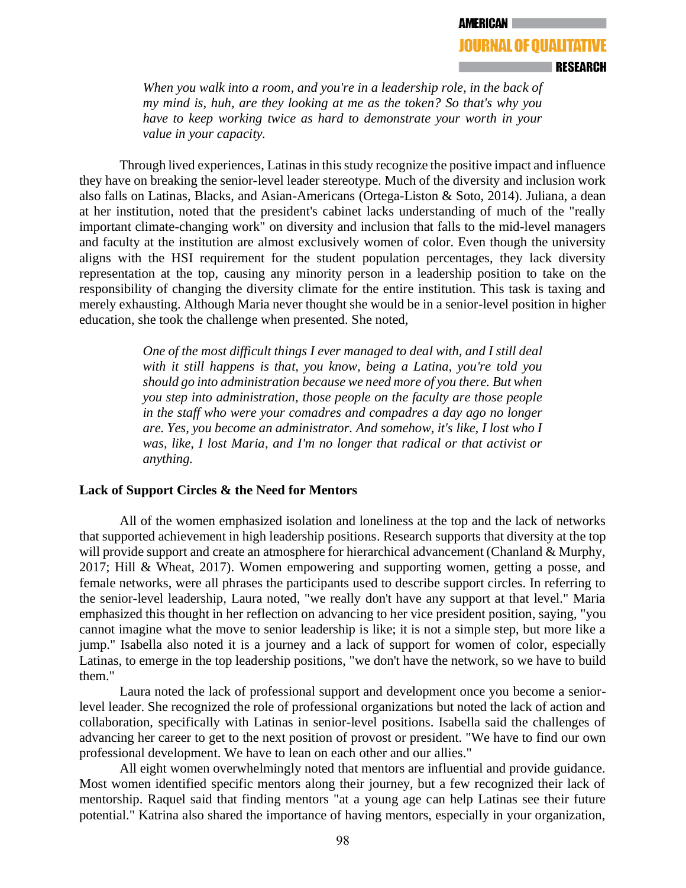> *When you walk into a room, and you're in a leadership role, in the back of my mind is, huh, are they looking at me as the token? So that's why you have to keep working twice as hard to demonstrate your worth in your value in your capacity.*

Through lived experiences, Latinas in this study recognize the positive impact and influence they have on breaking the senior-level leader stereotype. Much of the diversity and inclusion work also falls on Latinas, Blacks, and Asian-Americans (Ortega-Liston & Soto, 2014). Juliana, a dean at her institution, noted that the president's cabinet lacks understanding of much of the "really important climate-changing work" on diversity and inclusion that falls to the mid-level managers and faculty at the institution are almost exclusively women of color. Even though the university aligns with the HSI requirement for the student population percentages, they lack diversity representation at the top, causing any minority person in a leadership position to take on the responsibility of changing the diversity climate for the entire institution. This task is taxing and merely exhausting. Although Maria never thought she would be in a senior-level position in higher education, she took the challenge when presented. She noted,

> *One of the most difficult things I ever managed to deal with, and I still deal with it still happens is that, you know, being a Latina, you're told you should go into administration because we need more of you there. But when you step into administration, those people on the faculty are those people in the staff who were your comadres and compadres a day ago no longer are. Yes, you become an administrator. And somehow, it's like, I lost who I was, like, I lost Maria, and I'm no longer that radical or that activist or anything.*

### Lack of Support Circles & the Need for Mentors

All of the women emphasized isolation and loneliness at the top and the lack of networks that supported achievement in high leadership positions. Research supports that diversity at the top will provide support and create an atmosphere for hierarchical advancement (Chanland & Murphy, 2017; Hill & Wheat, 2017). Women empowering and supporting women, getting a posse, and female networks, were all phrases the participants used to describe support circles. In referring to the senior-level leadership, Laura noted, "we really don't have any support at that level." Maria emphasized this thought in her reflection on advancing to her vice president position, saying, "you cannot imagine what the move to senior leadership is like; it is not a simple step, but more like a jump." Isabella also noted it is a journey and a lack of support for women of color, especially Latinas, to emerge in the top leadership positions, "we don't have the network, so we have to build them."

Laura noted the lack of professional support and development once you become a senior-level leader. She recognized the role of professional organizations but noted the lack of action and collaboration, specifically with Latinas in senior-level positions. Isabella said the challenges of advancing her career to get to the next position of provost or president. "We have to find our own professional development. We have to lean on each other and our allies."

All eight women overwhelmingly noted that mentors are influential and provide guidance. Most women identified specific mentors along their journey, but a few recognized their lack of mentorship. Raquel said that finding mentors "at a young age can help Latinas see their future potential." Katrina also shared the importance of having mentors, especially in your organization,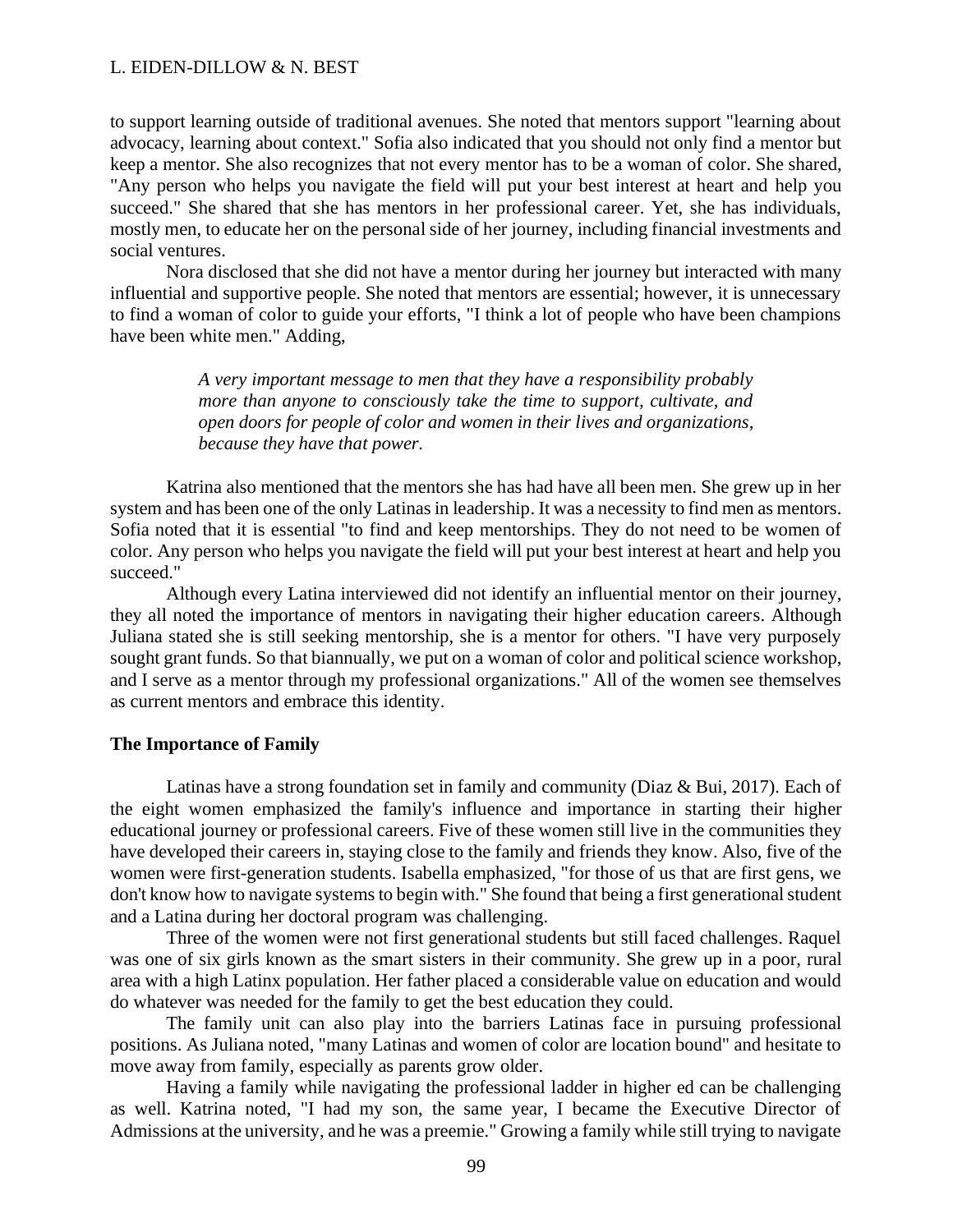to support learning outside of traditional avenues. She noted that mentors support "learning about advocacy, learning about context." Sofia also indicated that you should not only find a mentor but keep a mentor. She also recognizes that not every mentor has to be a woman of color. She shared, "Any person who helps you navigate the field will put your best interest at heart and help you succeed." She shared that she has mentors in her professional career. Yet, she has individuals, mostly men, to educate her on the personal side of her journey, including financial investments and social ventures.

Nora disclosed that she did not have a mentor during her journey but interacted with many influential and supportive people. She noted that mentors are essential; however, it is unnecessary to find a woman of color to guide your efforts, "I think a lot of people who have been champions have been white men." Adding,

> *A very important message to men that they have a responsibility probably more than anyone to consciously take the time to support, cultivate, and open doors for people of color and women in their lives and organizations, because they have that power.*

Katrina also mentioned that the mentors she has had have all been men. She grew up in her system and has been one of the only Latinas in leadership. It was a necessity to find men as mentors. Sofia noted that it is essential "to find and keep mentorships. They do not need to be women of color. Any person who helps you navigate the field will put your best interest at heart and help you succeed."

Although every Latina interviewed did not identify an influential mentor on their journey, they all noted the importance of mentors in navigating their higher education careers. Although Juliana stated she is still seeking mentorship, she is a mentor for others. "I have very purposely sought grant funds. So that biannually, we put on a woman of color and political science workshop, and I serve as a mentor through my professional organizations." All of the women see themselves as current mentors and embrace this identity.

### The Importance of Family

Latinas have a strong foundation set in family and community (Diaz & Bui, 2017). Each of the eight women emphasized the family's influence and importance in starting their higher educational journey or professional careers. Five of these women still live in the communities they have developed their careers in, staying close to the family and friends they know. Also, five of the women were first-generation students. Isabella emphasized, "for those of us that are first gens, we don't know how to navigate systems to begin with." She found that being a first generational student and a Latina during her doctoral program was challenging.

Three of the women were not first generational students but still faced challenges. Raquel was one of six girls known as the smart sisters in their community. She grew up in a poor, rural area with a high Latinx population. Her father placed a considerable value on education and would do whatever was needed for the family to get the best education they could.

The family unit can also play into the barriers Latinas face in pursuing professional positions. As Juliana noted, "many Latinas and women of color are location bound" and hesitate to move away from family, especially as parents grow older.

Having a family while navigating the professional ladder in higher ed can be challenging as well. Katrina noted, "I had my son, the same year, I became the Executive Director of Admissions at the university, and he was a preemie." Growing a family while still trying to navigate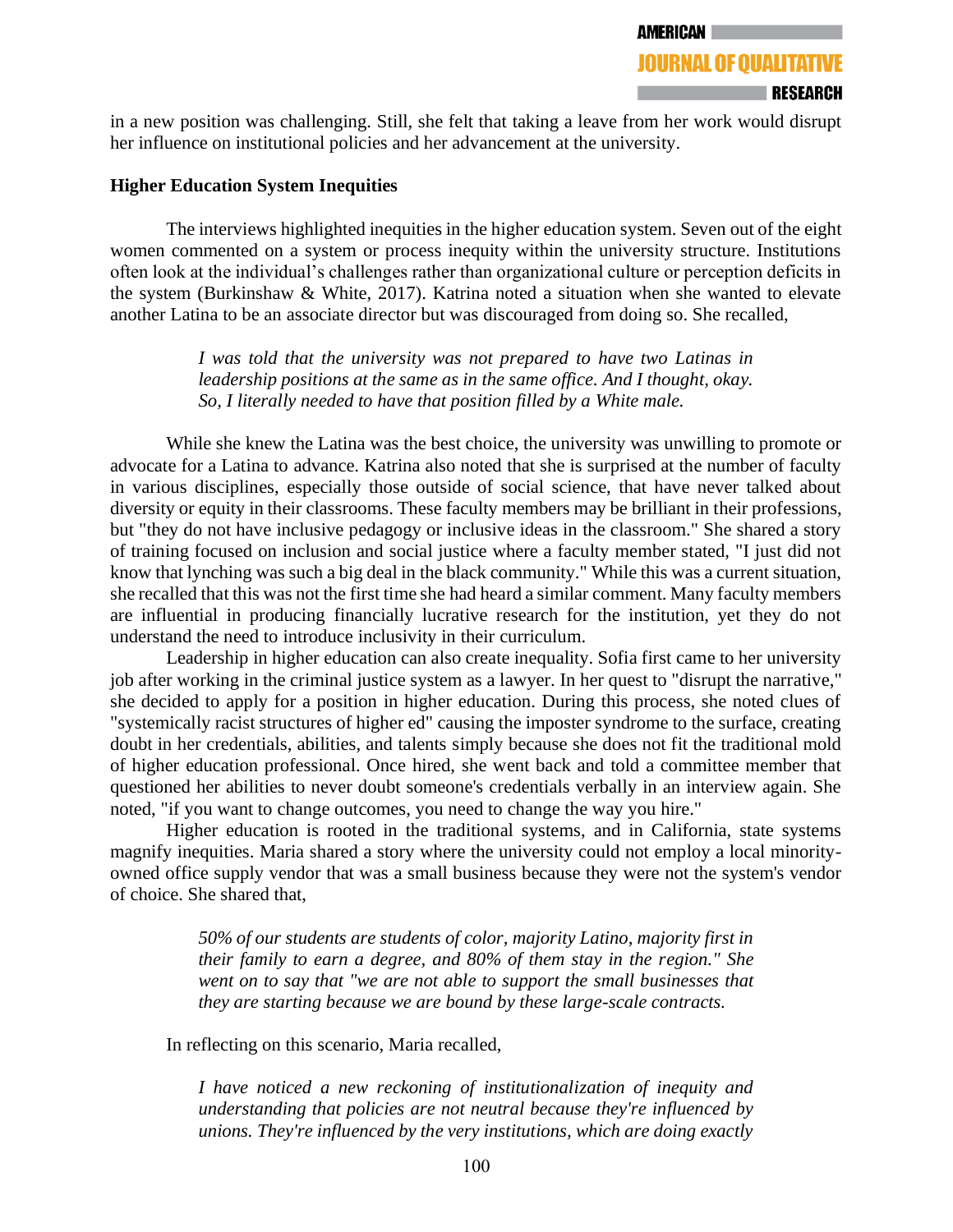in a new position was challenging. Still, she felt that taking a leave from her work would disrupt her influence on institutional policies and her advancement at the university.

**Higher Education System Inequities**

The interviews highlighted inequities in the higher education system. Seven out of the eight women commented on a system or process inequity within the university structure. Institutions often look at the individual's challenges rather than organizational culture or perception deficits in the system (Burkinshaw & White, 2017). Katrina noted a situation when she wanted to elevate another Latina to be an associate director but was discouraged from doing so. She recalled,

> *I was told that the university was not prepared to have two Latinas in leadership positions at the same as in the same office. And I thought, okay. So, I literally needed to have that position filled by a White male.*

While she knew the Latina was the best choice, the university was unwilling to promote or advocate for a Latina to advance. Katrina also noted that she is surprised at the number of faculty in various disciplines, especially those outside of social science, that have never talked about diversity or equity in their classrooms. These faculty members may be brilliant in their professions, but "they do not have inclusive pedagogy or inclusive ideas in the classroom." She shared a story of training focused on inclusion and social justice where a faculty member stated, "I just did not know that lynching was such a big deal in the black community." While this was a current situation, she recalled that this was not the first time she had heard a similar comment. Many faculty members are influential in producing financially lucrative research for the institution, yet they do not understand the need to introduce inclusivity in their curriculum.

Leadership in higher education can also create inequality. Sofia first came to her university job after working in the criminal justice system as a lawyer. In her quest to "disrupt the narrative," she decided to apply for a position in higher education. During this process, she noted clues of "systemically racist structures of higher ed" causing the imposter syndrome to the surface, creating doubt in her credentials, abilities, and talents simply because she does not fit the traditional mold of higher education professional. Once hired, she went back and told a committee member that questioned her abilities to never doubt someone's credentials verbally in an interview again. She noted, "if you want to change outcomes, you need to change the way you hire."

Higher education is rooted in the traditional systems, and in California, state systems magnify inequities. Maria shared a story where the university could not employ a local minority-owned office supply vendor that was a small business because they were not the system's vendor of choice. She shared that,

> *50% of our students are students of color, majority Latino, majority first in their family to earn a degree, and 80% of them stay in the region." She went on to say that "we are not able to support the small businesses that they are starting because we are bound by these large-scale contracts.*

In reflecting on this scenario, Maria recalled,

> *I have noticed a new reckoning of institutionalization of inequity and understanding that policies are not neutral because they're influenced by unions. They're influenced by the very institutions, which are doing exactly*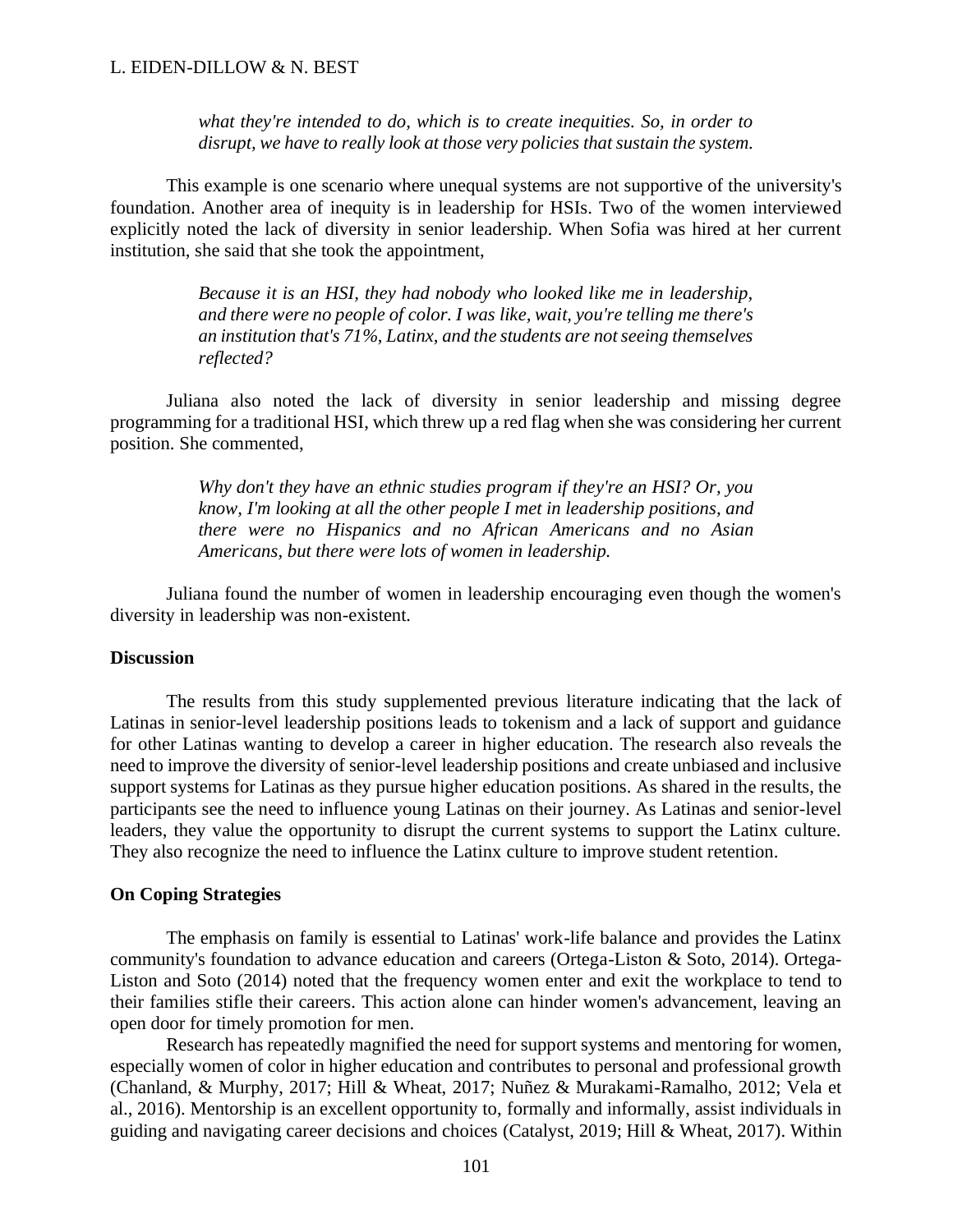> *what they're intended to do, which is to create inequities. So, in order to disrupt, we have to really look at those very policies that sustain the system.*

This example is one scenario where unequal systems are not supportive of the university's foundation. Another area of inequity is in leadership for HSIs. Two of the women interviewed explicitly noted the lack of diversity in senior leadership. When Sofia was hired at her current institution, she said that she took the appointment,

> *Because it is an HSI, they had nobody who looked like me in leadership, and there were no people of color. I was like, wait, you're telling me there's an institution that's 71%, Latinx, and the students are not seeing themselves reflected?*

Juliana also noted the lack of diversity in senior leadership and missing degree programming for a traditional HSI, which threw up a red flag when she was considering her current position. She commented,

> *Why don't they have an ethnic studies program if they're an HSI? Or, you know, I'm looking at all the other people I met in leadership positions, and there were no Hispanics and no African Americans and no Asian Americans, but there were lots of women in leadership.*

Juliana found the number of women in leadership encouraging even though the women's diversity in leadership was non-existent.

## Discussion

The results from this study supplemented previous literature indicating that the lack of Latinas in senior-level leadership positions leads to tokenism and a lack of support and guidance for other Latinas wanting to develop a career in higher education. The research also reveals the need to improve the diversity of senior-level leadership positions and create unbiased and inclusive support systems for Latinas as they pursue higher education positions. As shared in the results, the participants see the need to influence young Latinas on their journey. As Latinas and senior-level leaders, they value the opportunity to disrupt the current systems to support the Latinx culture. They also recognize the need to influence the Latinx culture to improve student retention.

## On Coping Strategies

The emphasis on family is essential to Latinas' work-life balance and provides the Latinx community's foundation to advance education and careers (Ortega-Liston & Soto, 2014). Ortega-Liston and Soto (2014) noted that the frequency women enter and exit the workplace to tend to their families stifle their careers. This action alone can hinder women's advancement, leaving an open door for timely promotion for men.

Research has repeatedly magnified the need for support systems and mentoring for women, especially women of color in higher education and contributes to personal and professional growth (Chanland, & Murphy, 2017; Hill & Wheat, 2017; Nuñez & Murakami-Ramalho, 2012; Vela et al., 2016). Mentorship is an excellent opportunity to, formally and informally, assist individuals in guiding and navigating career decisions and choices (Catalyst, 2019; Hill & Wheat, 2017). Within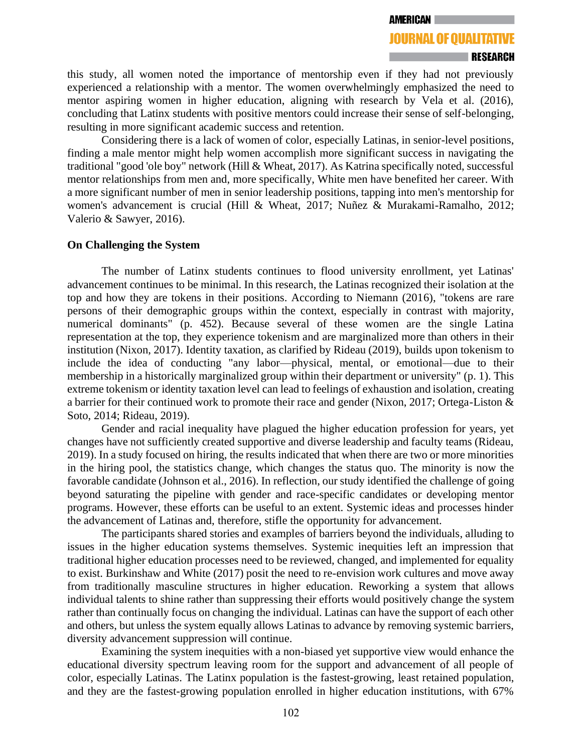this study, all women noted the importance of mentorship even if they had not previously experienced a relationship with a mentor. The women overwhelmingly emphasized the need to mentor aspiring women in higher education, aligning with research by Vela et al. (2016), concluding that Latinx students with positive mentors could increase their sense of self-belonging, resulting in more significant academic success and retention.

Considering there is a lack of women of color, especially Latinas, in senior-level positions, finding a male mentor might help women accomplish more significant success in navigating the traditional "good 'ole boy" network (Hill & Wheat, 2017). As Katrina specifically noted, successful mentor relationships from men and, more specifically, White men have benefited her career. With a more significant number of men in senior leadership positions, tapping into men's mentorship for women's advancement is crucial (Hill & Wheat, 2017; Nuñez & Murakami-Ramalho, 2012; Valerio & Sawyer, 2016).

### On Challenging the System

The number of Latinx students continues to flood university enrollment, yet Latinas' advancement continues to be minimal. In this research, the Latinas recognized their isolation at the top and how they are tokens in their positions. According to Niemann (2016), "tokens are rare persons of their demographic groups within the context, especially in contrast with majority, numerical dominants" (p. 452). Because several of these women are the single Latina representation at the top, they experience tokenism and are marginalized more than others in their institution (Nixon, 2017). Identity taxation, as clarified by Rideau (2019), builds upon tokenism to include the idea of conducting "any labor—physical, mental, or emotional—due to their membership in a historically marginalized group within their department or university" (p. 1). This extreme tokenism or identity taxation level can lead to feelings of exhaustion and isolation, creating a barrier for their continued work to promote their race and gender (Nixon, 2017; Ortega-Liston & Soto, 2014; Rideau, 2019).

Gender and racial inequality have plagued the higher education profession for years, yet changes have not sufficiently created supportive and diverse leadership and faculty teams (Rideau, 2019). In a study focused on hiring, the results indicated that when there are two or more minorities in the hiring pool, the statistics change, which changes the status quo. The minority is now the favorable candidate (Johnson et al., 2016). In reflection, our study identified the challenge of going beyond saturating the pipeline with gender and race-specific candidates or developing mentor programs. However, these efforts can be useful to an extent. Systemic ideas and processes hinder the advancement of Latinas and, therefore, stifle the opportunity for advancement.

The participants shared stories and examples of barriers beyond the individuals, alluding to issues in the higher education systems themselves. Systemic inequities left an impression that traditional higher education processes need to be reviewed, changed, and implemented for equality to exist. Burkinshaw and White (2017) posit the need to re-envision work cultures and move away from traditionally masculine structures in higher education. Reworking a system that allows individual talents to shine rather than suppressing their efforts would positively change the system rather than continually focus on changing the individual. Latinas can have the support of each other and others, but unless the system equally allows Latinas to advance by removing systemic barriers, diversity advancement suppression will continue.

Examining the system inequities with a non-biased yet supportive view would enhance the educational diversity spectrum leaving room for the support and advancement of all people of color, especially Latinas. The Latinx population is the fastest-growing, least retained population, and they are the fastest-growing population enrolled in higher education institutions, with 67%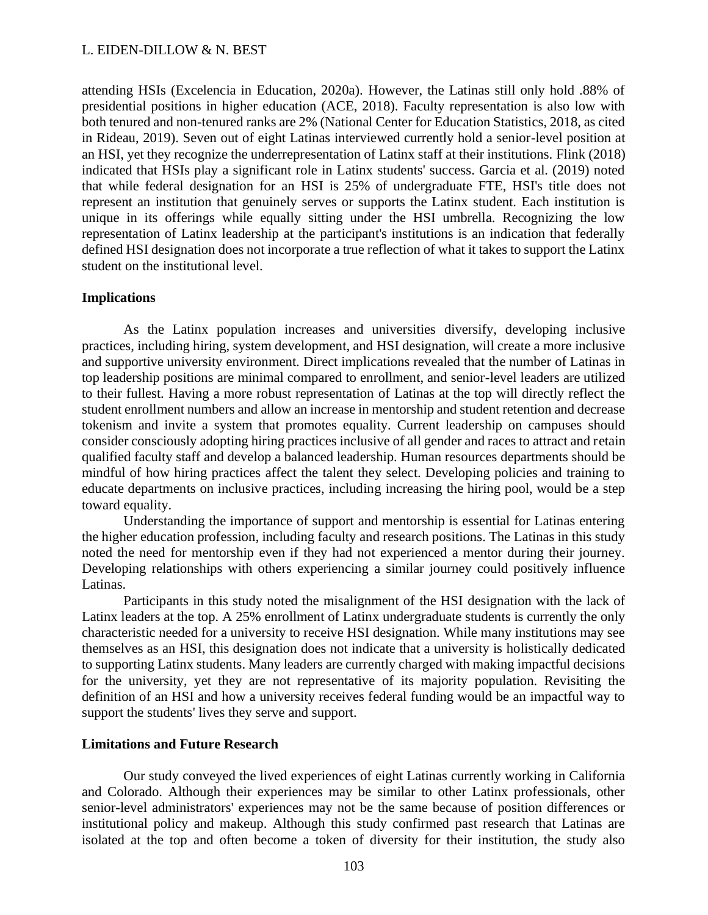attending HSIs (Excelencia in Education, 2020a). However, the Latinas still only hold .88% of presidential positions in higher education (ACE, 2018). Faculty representation is also low with both tenured and non-tenured ranks are 2% (National Center for Education Statistics, 2018, as cited in Rideau, 2019). Seven out of eight Latinas interviewed currently hold a senior-level position at an HSI, yet they recognize the underrepresentation of Latinx staff at their institutions. Flink (2018) indicated that HSIs play a significant role in Latinx students' success. Garcia et al. (2019) noted that while federal designation for an HSI is 25% of undergraduate FTE, HSI's title does not represent an institution that genuinely serves or supports the Latinx student. Each institution is unique in its offerings while equally sitting under the HSI umbrella. Recognizing the low representation of Latinx leadership at the participant's institutions is an indication that federally defined HSI designation does not incorporate a true reflection of what it takes to support the Latinx student on the institutional level.

## Implications

As the Latinx population increases and universities diversify, developing inclusive practices, including hiring, system development, and HSI designation, will create a more inclusive and supportive university environment. Direct implications revealed that the number of Latinas in top leadership positions are minimal compared to enrollment, and senior-level leaders are utilized to their fullest. Having a more robust representation of Latinas at the top will directly reflect the student enrollment numbers and allow an increase in mentorship and student retention and decrease tokenism and invite a system that promotes equality. Current leadership on campuses should consider consciously adopting hiring practices inclusive of all gender and races to attract and retain qualified faculty staff and develop a balanced leadership. Human resources departments should be mindful of how hiring practices affect the talent they select. Developing policies and training to educate departments on inclusive practices, including increasing the hiring pool, would be a step toward equality.

Understanding the importance of support and mentorship is essential for Latinas entering the higher education profession, including faculty and research positions. The Latinas in this study noted the need for mentorship even if they had not experienced a mentor during their journey. Developing relationships with others experiencing a similar journey could positively influence Latinas.

Participants in this study noted the misalignment of the HSI designation with the lack of Latinx leaders at the top. A 25% enrollment of Latinx undergraduate students is currently the only characteristic needed for a university to receive HSI designation. While many institutions may see themselves as an HSI, this designation does not indicate that a university is holistically dedicated to supporting Latinx students. Many leaders are currently charged with making impactful decisions for the university, yet they are not representative of its majority population. Revisiting the definition of an HSI and how a university receives federal funding would be an impactful way to support the students' lives they serve and support.

## Limitations and Future Research

Our study conveyed the lived experiences of eight Latinas currently working in California and Colorado. Although their experiences may be similar to other Latinx professionals, other senior-level administrators' experiences may not be the same because of position differences or institutional policy and makeup. Although this study confirmed past research that Latinas are isolated at the top and often become a token of diversity for their institution, the study also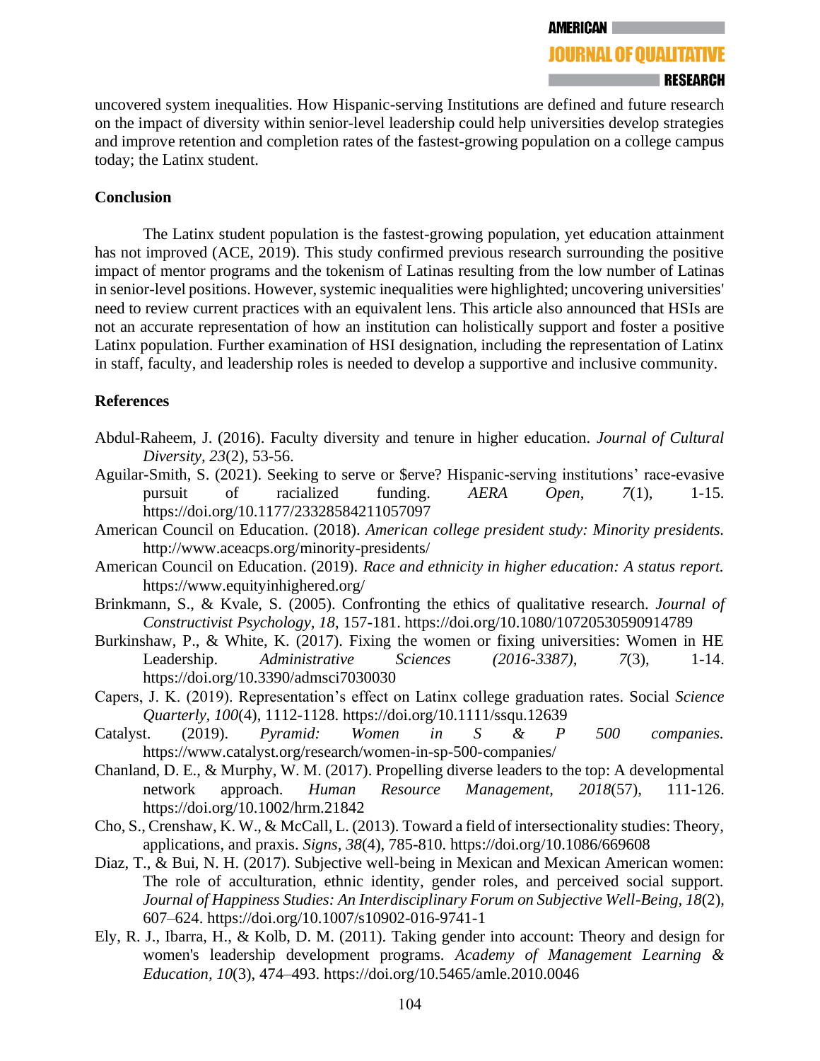uncovered system inequalities. How Hispanic-serving Institutions are defined and future research on the impact of diversity within senior-level leadership could help universities develop strategies and improve retention and completion rates of the fastest-growing population on a college campus today; the Latinx student.

## Conclusion

The Latinx student population is the fastest-growing population, yet education attainment has not improved (ACE, 2019). This study confirmed previous research surrounding the positive impact of mentor programs and the tokenism of Latinas resulting from the low number of Latinas in senior-level positions. However, systemic inequalities were highlighted; uncovering universities' need to review current practices with an equivalent lens. This article also announced that HSIs are not an accurate representation of how an institution can holistically support and foster a positive Latinx population. Further examination of HSI designation, including the representation of Latinx in staff, faculty, and leadership roles is needed to develop a supportive and inclusive community.

## References

Abdul-Raheem, J. (2016). Faculty diversity and tenure in higher education. *Journal of Cultural Diversity*, *23*(2), 53-56.

Aguilar-Smith, S. (2021). Seeking to serve or $erve? Hispanic-serving institutions' race-evasive pursuit of racialized funding. *AERA Open*, *7*(1), 1-15. https://doi.org/10.1177/23328584211057097

American Council on Education. (2018). *American college president study: Minority presidents.* http://www.aceacps.org/minority-presidents/

American Council on Education. (2019). *Race and ethnicity in higher education: A status report.* https://www.equityinhighered.org/

Brinkmann, S., & Kvale, S. (2005). Confronting the ethics of qualitative research. *Journal of Constructivist Psychology*, *18*, 157-181. https://doi.org/10.1080/10720530590914789

Burkinshaw, P., & White, K. (2017). Fixing the women or fixing universities: Women in HE Leadership. *Administrative Sciences (2016-3387)*, *7*(3), 1-14. https://doi.org/10.3390/admsci7030030

Capers, J. K. (2019). Representation's effect on Latinx college graduation rates. Social *Science Quarterly*, *100*(4), 1112-1128. https://doi.org/10.1111/ssqu.12639

Catalyst. (2019). *Pyramid: Women in S & P 500 companies.* https://www.catalyst.org/research/women-in-sp-500-companies/

Chanland, D. E., & Murphy, W. M. (2017). Propelling diverse leaders to the top: A developmental network approach. *Human Resource Management*, *2018*(57), 111-126. https://doi.org/10.1002/hrm.21842

Cho, S., Crenshaw, K. W., & McCall, L. (2013). Toward a field of intersectionality studies: Theory, applications, and praxis. *Signs*, *38*(4), 785-810. https://doi.org/10.1086/669608

Diaz, T., & Bui, N. H. (2017). Subjective well-being in Mexican and Mexican American women: The role of acculturation, ethnic identity, gender roles, and perceived social support. *Journal of Happiness Studies: An Interdisciplinary Forum on Subjective Well-Being*, *18*(2), 607–624. https://doi.org/10.1007/s10902-016-9741-1

Ely, R. J., Ibarra, H., & Kolb, D. M. (2011). Taking gender into account: Theory and design for women's leadership development programs. *Academy of Management Learning & Education*, *10*(3), 474–493. https://doi.org/10.5465/amle.2010.0046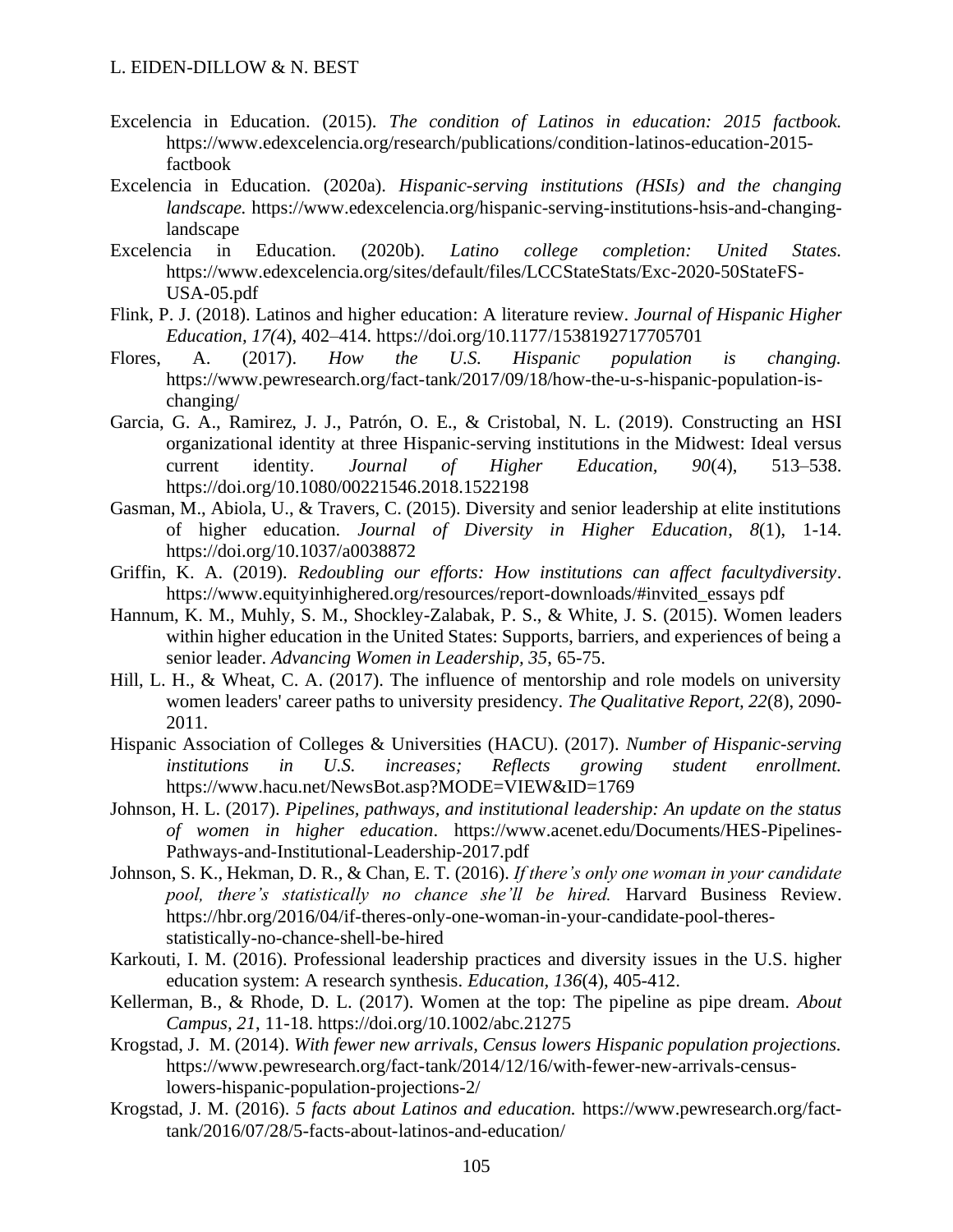Excelencia in Education. (2015). *The condition of Latinos in education: 2015 factbook.* https://www.edexcelencia.org/research/publications/condition-latinos-education-2015-factbook

Excelencia in Education. (2020a). *Hispanic-serving institutions (HSIs) and the changing landscape.* https://www.edexcelencia.org/hispanic-serving-institutions-hsis-and-changing-landscape

Excelencia in Education. (2020b). *Latino college completion: United States.* https://www.edexcelencia.org/sites/default/files/LCCStateStats/Exc-2020-50StateFS-USA-05.pdf

Flink, P. J. (2018). Latinos and higher education: A literature review. *Journal of Hispanic Higher Education, 17(*4), 402–414. https://doi.org/10.1177/1538192717705701

Flores, A. (2017). *How the U.S. Hispanic population is changing.* https://www.pewresearch.org/fact-tank/2017/09/18/how-the-u-s-hispanic-population-is-changing/

Garcia, G. A., Ramirez, J. J., Patrón, O. E., & Cristobal, N. L. (2019). Constructing an HSI organizational identity at three Hispanic-serving institutions in the Midwest: Ideal versus current identity. *Journal of Higher Education*, *90*(4), 513–538. https://doi.org/10.1080/00221546.2018.1522198

Gasman, M., Abiola, U., & Travers, C. (2015). Diversity and senior leadership at elite institutions of higher education. *Journal of Diversity in Higher Education*, *8*(1), 1-14. https://doi.org/10.1037/a0038872

Griffin, K. A. (2019). *Redoubling our efforts: How institutions can affect facultydiversity*. https://www.equityinhighered.org/resources/report-downloads/#invited_essays pdf

Hannum, K. M., Muhly, S. M., Shockley-Zalabak, P. S., & White, J. S. (2015). Women leaders within higher education in the United States: Supports, barriers, and experiences of being a senior leader. *Advancing Women in Leadership, 35,* 65-75.

Hill, L. H., & Wheat, C. A. (2017). The influence of mentorship and role models on university women leaders' career paths to university presidency. *The Qualitative Report, 22*(8), 2090-2011.

Hispanic Association of Colleges & Universities (HACU). (2017). *Number of Hispanic-serving institutions in U.S. increases; Reflects growing student enrollment.* https://www.hacu.net/NewsBot.asp?MODE=VIEW&ID=1769

Johnson, H. L. (2017). *Pipelines, pathways, and institutional leadership: An update on the status of women in higher education*. https://www.acenet.edu/Documents/HES-Pipelines-Pathways-and-Institutional-Leadership-2017.pdf

Johnson, S. K., Hekman, D. R., & Chan, E. T. (2016). *If there's only one woman in your candidate pool, there's statistically no chance she'll be hired.* Harvard Business Review. https://hbr.org/2016/04/if-theres-only-one-woman-in-your-candidate-pool-theres-statistically-no-chance-shell-be-hired

Karkouti, I. M. (2016). Professional leadership practices and diversity issues in the U.S. higher education system: A research synthesis. *Education, 136*(4), 405-412.

Kellerman, B., & Rhode, D. L. (2017). Women at the top: The pipeline as pipe dream. *About Campus, 21*, 11-18. https://doi.org/10.1002/abc.21275

Krogstad, J. M. (2014). *With fewer new arrivals, Census lowers Hispanic population projections.* https://www.pewresearch.org/fact-tank/2014/12/16/with-fewer-new-arrivals-census-lowers-hispanic-population-projections-2/

Krogstad, J. M. (2016). *5 facts about Latinos and education.* https://www.pewresearch.org/fact-tank/2016/07/28/5-facts-about-latinos-and-education/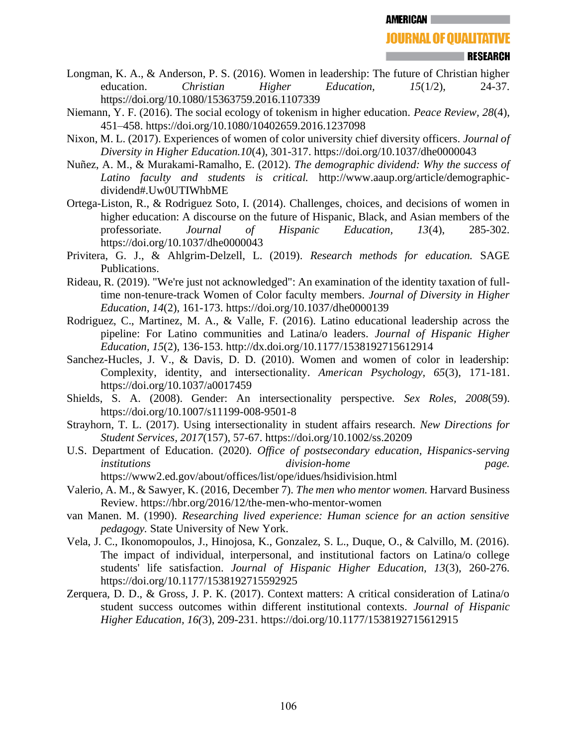Longman, K. A., & Anderson, P. S. (2016). Women in leadership: The future of Christian higher education. *Christian Higher Education, 15*(1/2), 24-37. https://doi.org/10.1080/15363759.2016.1107339

Niemann, Y. F. (2016). The social ecology of tokenism in higher education. *Peace Review, 28*(4), 451–458. https://doi.org/10.1080/10402659.2016.1237098

Nixon, M. L. (2017). Experiences of women of color university chief diversity officers. *Journal of Diversity in Higher Education.10*(4), 301-317. https://doi.org/10.1037/dhe0000043

Nuñez, A. M., & Murakami-Ramalho, E. (2012). *The demographic dividend: Why the success of Latino faculty and students is critical.* http://www.aaup.org/article/demographic-dividend#.Uw0UTIWhbME

Ortega-Liston, R., & Rodriguez Soto, I. (2014). Challenges, choices, and decisions of women in higher education: A discourse on the future of Hispanic, Black, and Asian members of the professoriate. *Journal of Hispanic Education, 13*(4), 285-302. https://doi.org/10.1037/dhe0000043

Privitera, G. J., & Ahlgrim-Delzell, L. (2019). *Research methods for education.* SAGE Publications.

Rideau, R. (2019). "We're just not acknowledged": An examination of the identity taxation of full-time non-tenure-track Women of Color faculty members. *Journal of Diversity in Higher Education*, *14*(2), 161-173. https://doi.org/10.1037/dhe0000139

Rodriguez, C., Martinez, M. A., & Valle, F. (2016). Latino educational leadership across the pipeline: For Latino communities and Latina/o leaders. *Journal of Hispanic Higher Education*, *15*(2), 136-153. http://dx.doi.org/10.1177/1538192715612914

Sanchez-Hucles, J. V., & Davis, D. D. (2010). Women and women of color in leadership: Complexity, identity, and intersectionality. *American Psychology*, *65*(3), 171-181. https://doi.org/10.1037/a0017459

Shields, S. A. (2008). Gender: An intersectionality perspective. *Sex Roles, 2008*(59). https://doi.org/10.1007/s11199-008-9501-8

Strayhorn, T. L. (2017). Using intersectionality in student affairs research. *New Directions for Student Services, 2017*(157), 57-67. https://doi.org/10.1002/ss.20209

U.S. Department of Education. (2020). *Office of postsecondary education, Hispanics-serving institutions division-home page.* https://www2.ed.gov/about/offices/list/ope/idues/hsidivision.html

Valerio, A. M., & Sawyer, K. (2016, December 7). *The men who mentor women.* Harvard Business Review. https://hbr.org/2016/12/the-men-who-mentor-women

van Manen. M. (1990). *Researching lived experience: Human science for an action sensitive pedagogy.* State University of New York.

Vela, J. C., Ikonomopoulos, J., Hinojosa, K., Gonzalez, S. L., Duque, O., & Calvillo, M. (2016). The impact of individual, interpersonal, and institutional factors on Latina/o college students' life satisfaction. *Journal of Hispanic Higher Education, 13*(3), 260-276. https://doi.org/10.1177/1538192715592925

Zerquera, D. D., & Gross, J. P. K. (2017). Context matters: A critical consideration of Latina/o student success outcomes within different institutional contexts. *Journal of Hispanic Higher Education, 16(*3), 209-231. https://doi.org/10.1177/1538192715612915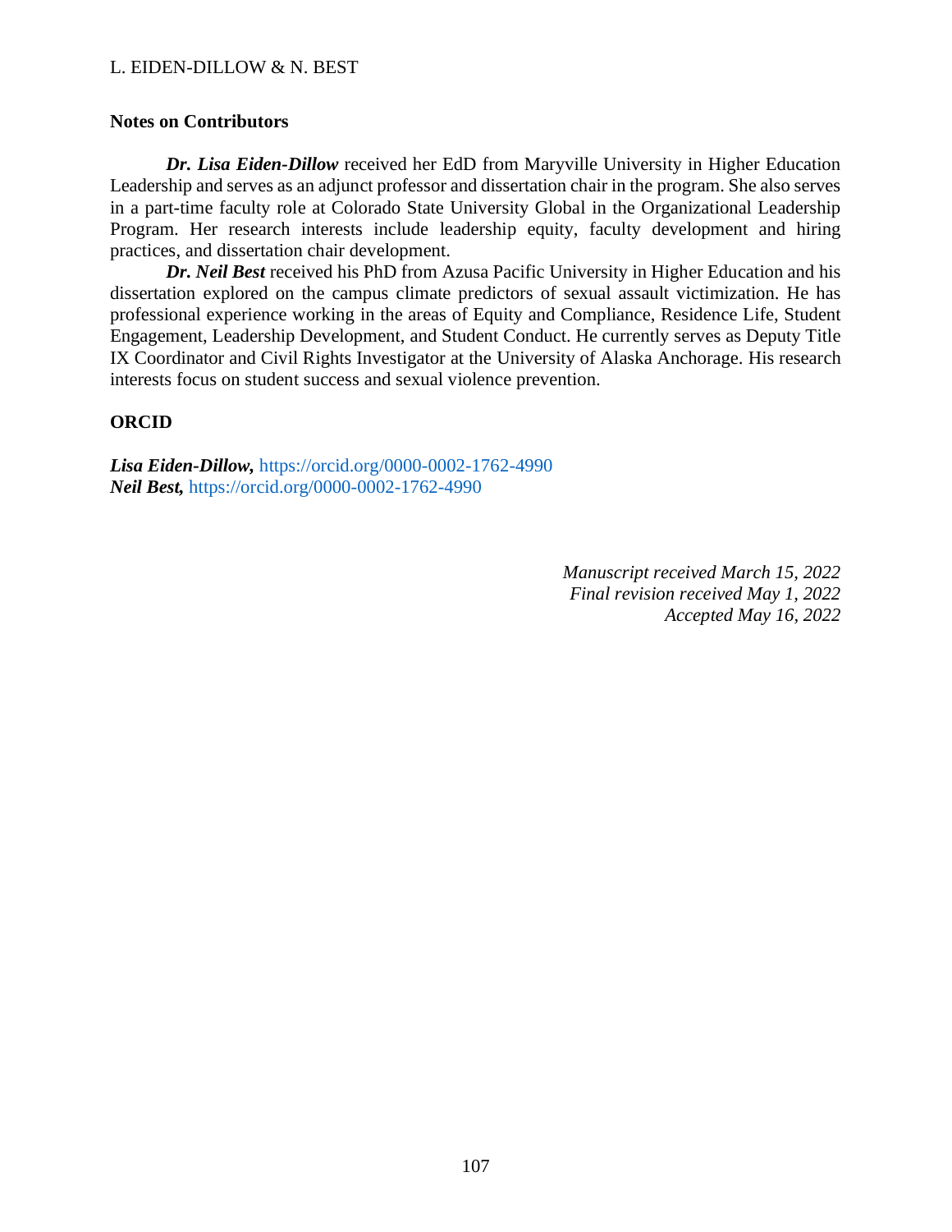## Notes on Contributors

***Dr. Lisa Eiden-Dillow*** received her EdD from Maryville University in Higher Education Leadership and serves as an adjunct professor and dissertation chair in the program. She also serves in a part-time faculty role at Colorado State University Global in the Organizational Leadership Program. Her research interests include leadership equity, faculty development and hiring practices, and dissertation chair development.

***Dr. Neil Best*** received his PhD from Azusa Pacific University in Higher Education and his dissertation explored on the campus climate predictors of sexual assault victimization. He has professional experience working in the areas of Equity and Compliance, Residence Life, Student Engagement, Leadership Development, and Student Conduct. He currently serves as Deputy Title IX Coordinator and Civil Rights Investigator at the University of Alaska Anchorage. His research interests focus on student success and sexual violence prevention.

## ORCID

***Lisa Eiden-Dillow,*** https://orcid.org/0000-0002-1762-4990
***Neil Best,*** https://orcid.org/0000-0002-1762-4990

*Manuscript received March 15, 2022*
*Final revision received May 1, 2022*
*Accepted May 16, 2022*